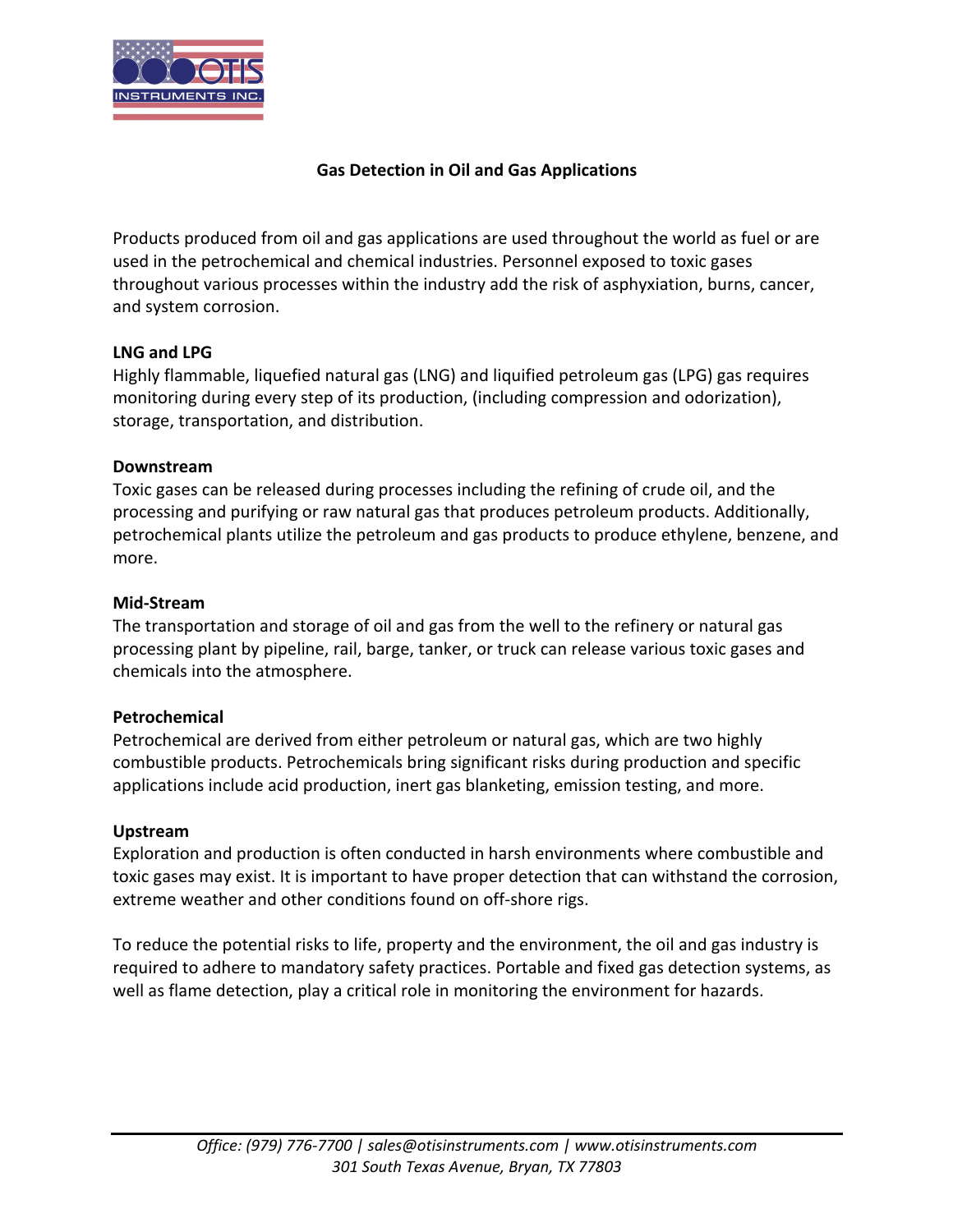# Gas Detection in Oil and Gas Applications

Products produced from oil and gas applications are used throughout the world as fuel or are used in the petrochemical and chemical industries. Personnel exposed to toxic gases throughout various processes within the industry add the risk of asphyxiation, burns, cancer, and system corrosion.

## LNG and LPG

Highly flammable, liquefied natural gas (LNG) and liquified petroleum gas (LPG) gas requires monitoring during every step of its production, (including compression and odorization), storage, transportation, and distribution.

## Downstream

Toxic gases can be released during processes including the refining of crude oil, and the processing and purifying or raw natural gas that produces petroleum products. Additionally, petrochemical plants utilize the petroleum and gas products to produce ethylene, benzene, and more.

## Mid-Stream

The transportation and storage of oil and gas from the well to the refinery or natural gas processing plant by pipeline, rail, barge, tanker, or truck can release various toxic gases and chemicals into the atmosphere.

## Petrochemical

Petrochemical are derived from either petroleum or natural gas, which are two highly combustible products. Petrochemicals bring significant risks during production and specific applications include acid production, inert gas blanketing, emission testing, and more.

## Upstream

Exploration and production is often conducted in harsh environments where combustible and toxic gases may exist. It is important to have proper detection that can withstand the corrosion, extreme weather and other conditions found on off-shore rigs.

To reduce the potential risks to life, property and the environment, the oil and gas industry is required to adhere to mandatory safety practices. Portable and fixed gas detection systems, as well as flame detection, play a critical role in monitoring the environment for hazards.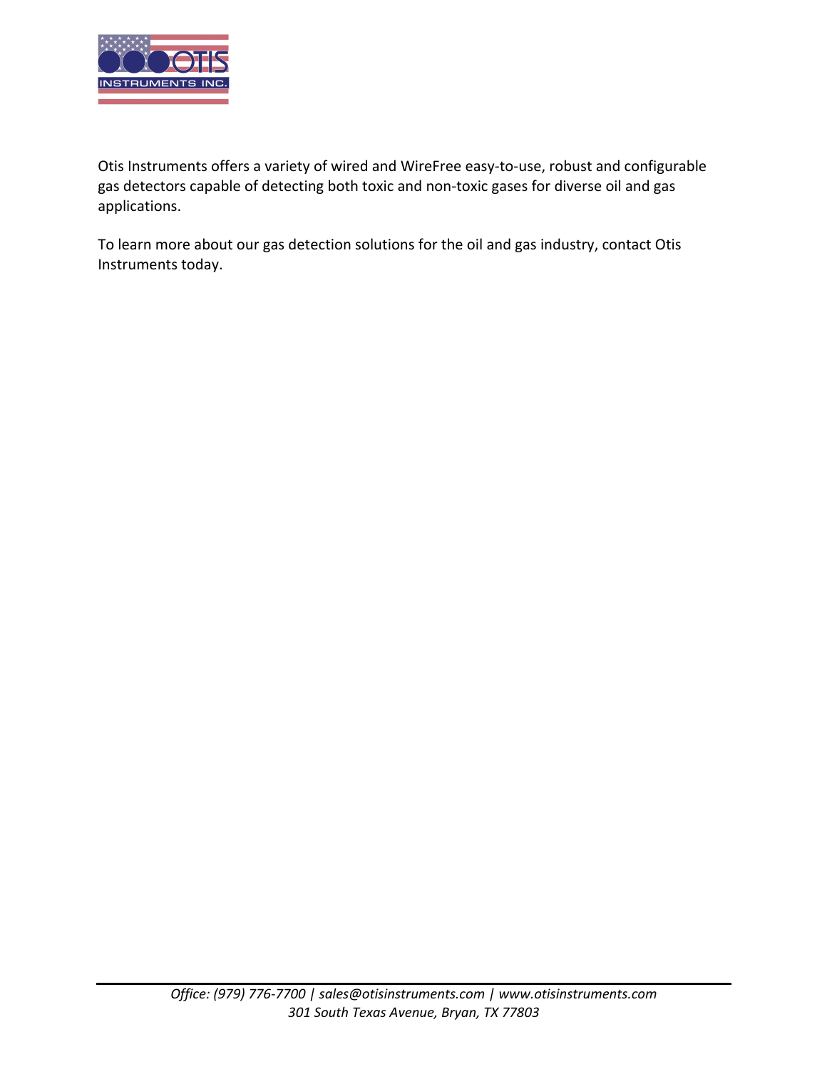Otis Instruments offers a variety of wired and WireFree easy-to-use, robust and configurable gas detectors capable of detecting both toxic and non-toxic gases for diverse oil and gas applications.

To learn more about our gas detection solutions for the oil and gas industry, contact Otis Instruments today.